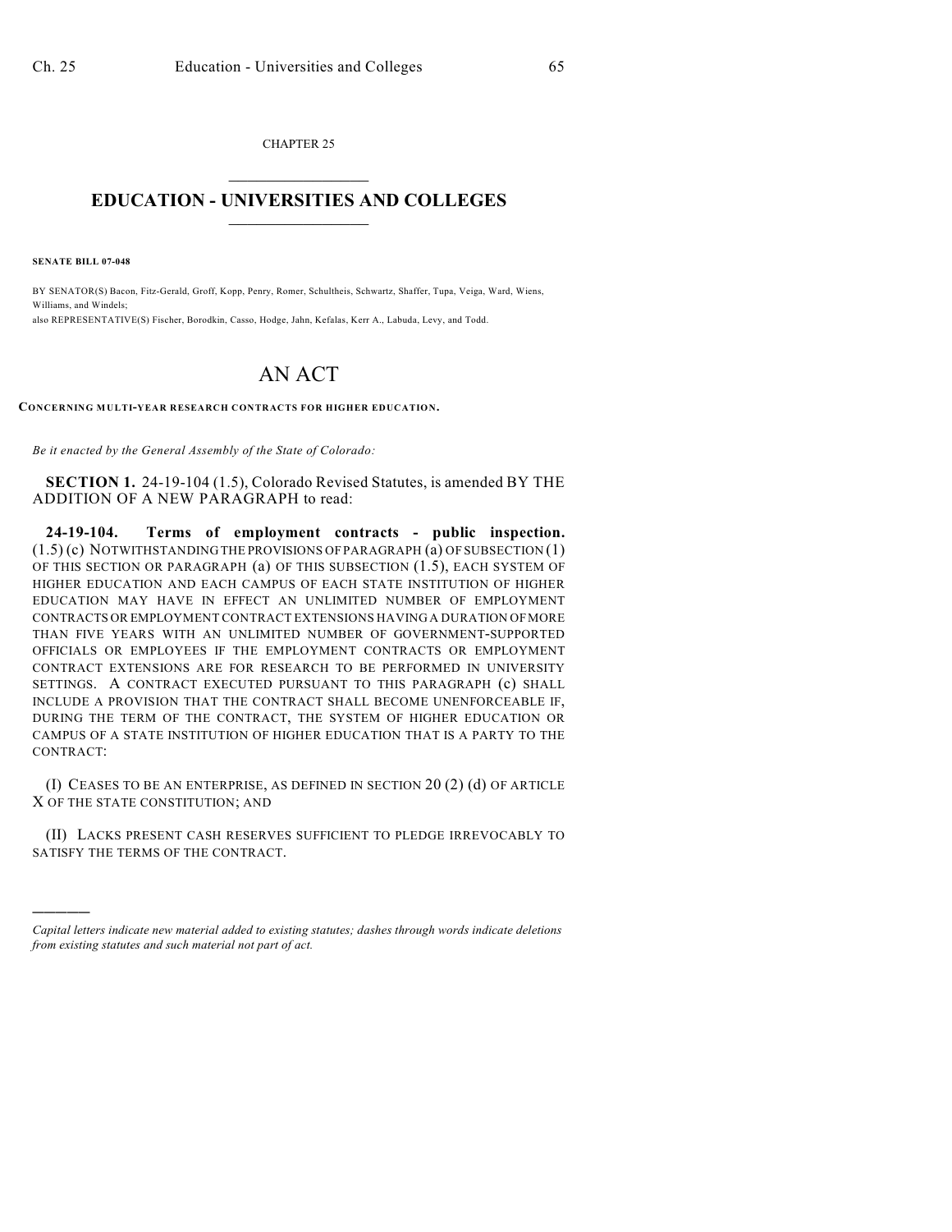CHAPTER 25

# EDUCATION - UNIVERSITIES AND COLLEGES

**SENATE BILL 07-048**

BY SENATOR(S) Bacon, Fitz-Gerald, Groff, Kopp, Penry, Romer, Schultheis, Schwartz, Shaffer, Tupa, Veiga, Ward, Wiens, Williams, and Windels;
also REPRESENTATIVE(S) Fischer, Borodkin, Casso, Hodge, Jahn, Kefalas, Kerr A., Labuda, Levy, and Todd.

# AN ACT

**CONCERNING MULTI-YEAR RESEARCH CONTRACTS FOR HIGHER EDUCATION.**

*Be it enacted by the General Assembly of the State of Colorado:*

**SECTION 1.** 24-19-104 (1.5), Colorado Revised Statutes, is amended BY THE ADDITION OF A NEW PARAGRAPH to read:

**24-19-104. Terms of employment contracts - public inspection.** (1.5) (c) NOTWITHSTANDING THE PROVISIONS OF PARAGRAPH (a) OF SUBSECTION (1) OF THIS SECTION OR PARAGRAPH (a) OF THIS SUBSECTION (1.5), EACH SYSTEM OF HIGHER EDUCATION AND EACH CAMPUS OF EACH STATE INSTITUTION OF HIGHER EDUCATION MAY HAVE IN EFFECT AN UNLIMITED NUMBER OF EMPLOYMENT CONTRACTS OR EMPLOYMENT CONTRACT EXTENSIONS HAVING A DURATION OF MORE THAN FIVE YEARS WITH AN UNLIMITED NUMBER OF GOVERNMENT-SUPPORTED OFFICIALS OR EMPLOYEES IF THE EMPLOYMENT CONTRACTS OR EMPLOYMENT CONTRACT EXTENSIONS ARE FOR RESEARCH TO BE PERFORMED IN UNIVERSITY SETTINGS. A CONTRACT EXECUTED PURSUANT TO THIS PARAGRAPH (c) SHALL INCLUDE A PROVISION THAT THE CONTRACT SHALL BECOME UNENFORCEABLE IF, DURING THE TERM OF THE CONTRACT, THE SYSTEM OF HIGHER EDUCATION OR CAMPUS OF A STATE INSTITUTION OF HIGHER EDUCATION THAT IS A PARTY TO THE CONTRACT:

(I) CEASES TO BE AN ENTERPRISE, AS DEFINED IN SECTION 20 (2) (d) OF ARTICLE X OF THE STATE CONSTITUTION; AND

(II) LACKS PRESENT CASH RESERVES SUFFICIENT TO PLEDGE IRREVOCABLY TO SATISFY THE TERMS OF THE CONTRACT.

---

*Capital letters indicate new material added to existing statutes; dashes through words indicate deletions from existing statutes and such material not part of act.*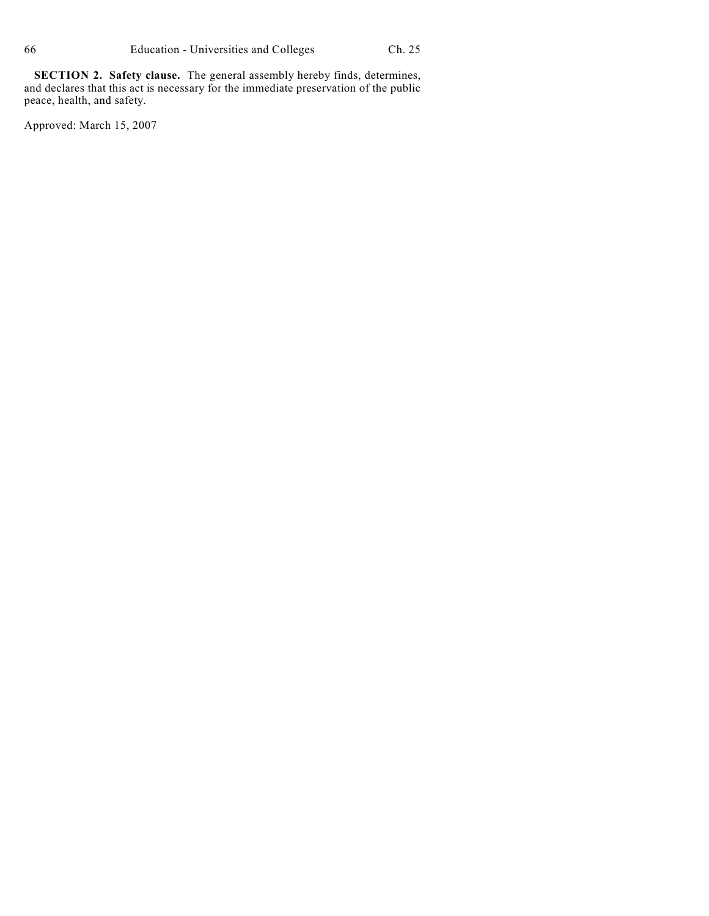**SECTION 2. Safety clause.** The general assembly hereby finds, determines, and declares that this act is necessary for the immediate preservation of the public peace, health, and safety.

Approved: March 15, 2007